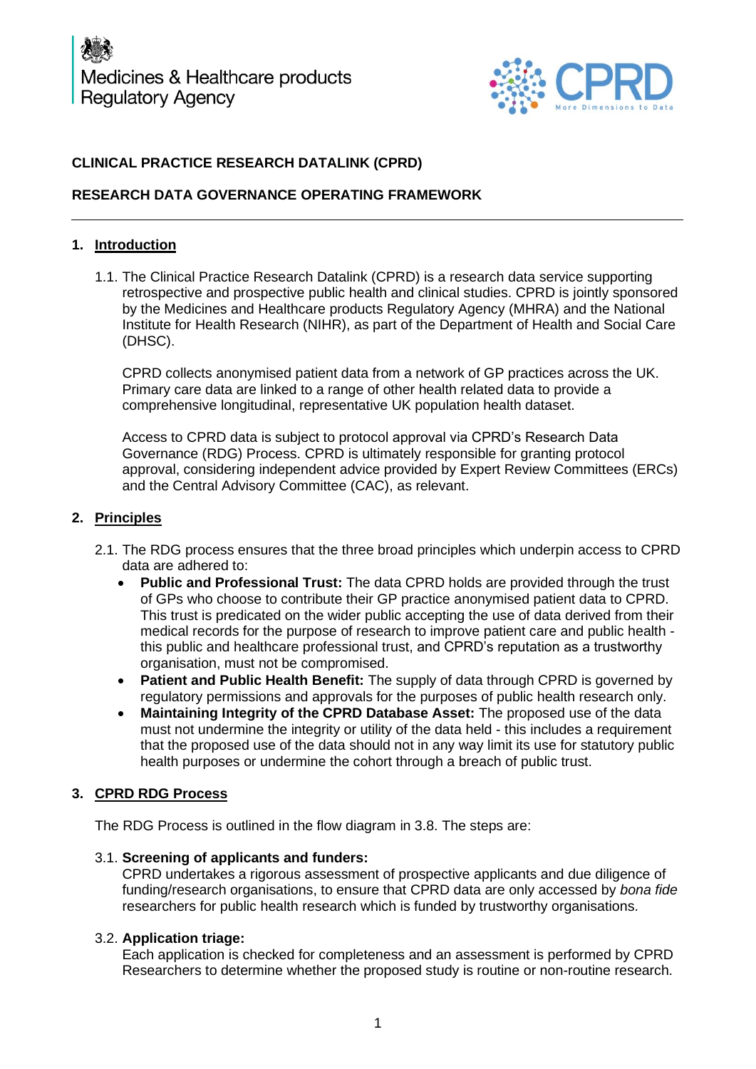Medicines & Healthcare products Regulatory Agency

CPRD More Dimensions to Data

**CLINICAL PRACTICE RESEARCH DATALINK (CPRD)**

**RESEARCH DATA GOVERNANCE OPERATING FRAMEWORK**

---

## 1. Introduction

1.1. The Clinical Practice Research Datalink (CPRD) is a research data service supporting retrospective and prospective public health and clinical studies. CPRD is jointly sponsored by the Medicines and Healthcare products Regulatory Agency (MHRA) and the National Institute for Health Research (NIHR), as part of the Department of Health and Social Care (DHSC).

CPRD collects anonymised patient data from a network of GP practices across the UK. Primary care data are linked to a range of other health related data to provide a comprehensive longitudinal, representative UK population health dataset.

Access to CPRD data is subject to protocol approval via CPRD's Research Data Governance (RDG) Process. CPRD is ultimately responsible for granting protocol approval, considering independent advice provided by Expert Review Committees (ERCs) and the Central Advisory Committee (CAC), as relevant.

## 2. Principles

2.1. The RDG process ensures that the three broad principles which underpin access to CPRD data are adhered to:

- **Public and Professional Trust:** The data CPRD holds are provided through the trust of GPs who choose to contribute their GP practice anonymised patient data to CPRD. This trust is predicated on the wider public accepting the use of data derived from their medical records for the purpose of research to improve patient care and public health - this public and healthcare professional trust, and CPRD's reputation as a trustworthy organisation, must not be compromised.
- **Patient and Public Health Benefit:** The supply of data through CPRD is governed by regulatory permissions and approvals for the purposes of public health research only.
- **Maintaining Integrity of the CPRD Database Asset:** The proposed use of the data must not undermine the integrity or utility of the data held - this includes a requirement that the proposed use of the data should not in any way limit its use for statutory public health purposes or undermine the cohort through a breach of public trust.

## 3. CPRD RDG Process

The RDG Process is outlined in the flow diagram in 3.8. The steps are:

3.1. **Screening of applicants and funders:**
CPRD undertakes a rigorous assessment of prospective applicants and due diligence of funding/research organisations, to ensure that CPRD data are only accessed by *bona fide* researchers for public health research which is funded by trustworthy organisations.

3.2. **Application triage:**
Each application is checked for completeness and an assessment is performed by CPRD Researchers to determine whether the proposed study is routine or non-routine research.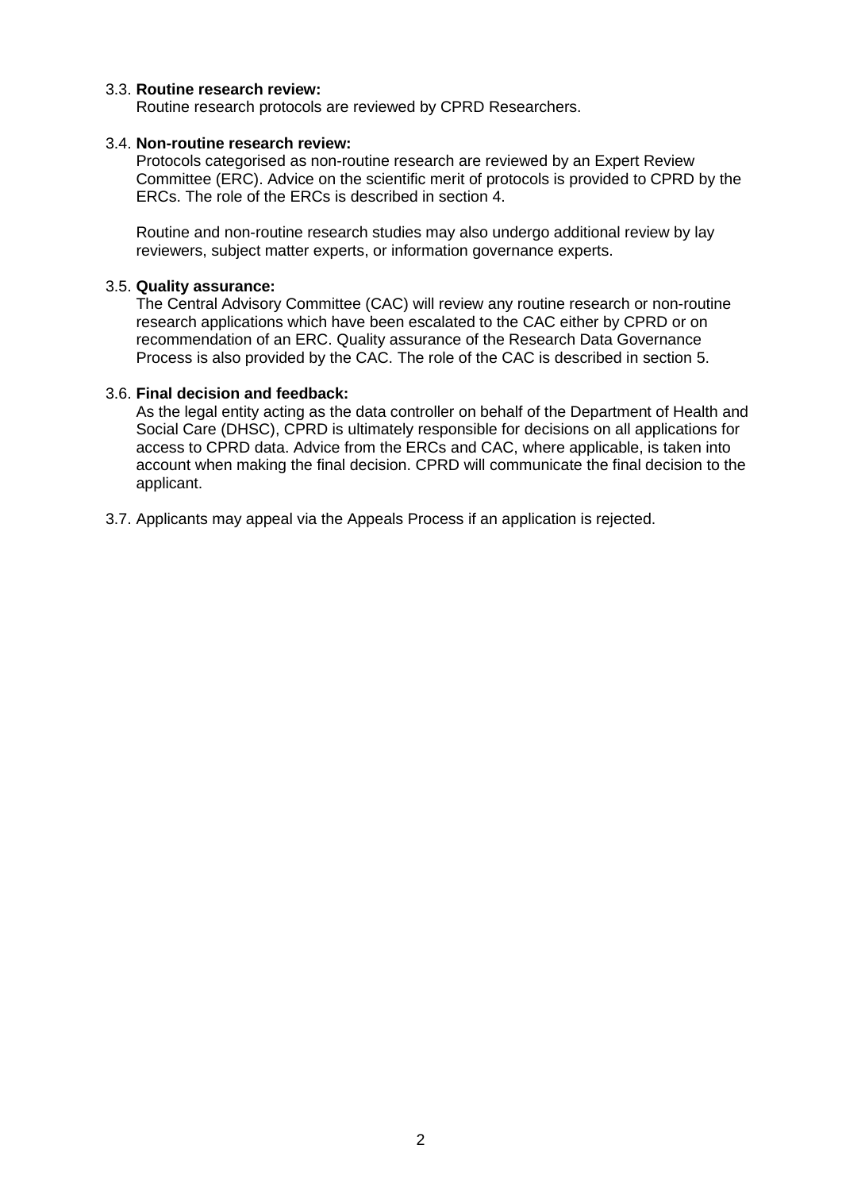3.3. **Routine research review:**
Routine research protocols are reviewed by CPRD Researchers.

3.4. **Non-routine research review:**
Protocols categorised as non-routine research are reviewed by an Expert Review Committee (ERC). Advice on the scientific merit of protocols is provided to CPRD by the ERCs. The role of the ERCs is described in section 4.

Routine and non-routine research studies may also undergo additional review by lay reviewers, subject matter experts, or information governance experts.

3.5. **Quality assurance:**
The Central Advisory Committee (CAC) will review any routine research or non-routine research applications which have been escalated to the CAC either by CPRD or on recommendation of an ERC. Quality assurance of the Research Data Governance Process is also provided by the CAC. The role of the CAC is described in section 5.

3.6. **Final decision and feedback:**
As the legal entity acting as the data controller on behalf of the Department of Health and Social Care (DHSC), CPRD is ultimately responsible for decisions on all applications for access to CPRD data. Advice from the ERCs and CAC, where applicable, is taken into account when making the final decision. CPRD will communicate the final decision to the applicant.

3.7. Applicants may appeal via the Appeals Process if an application is rejected.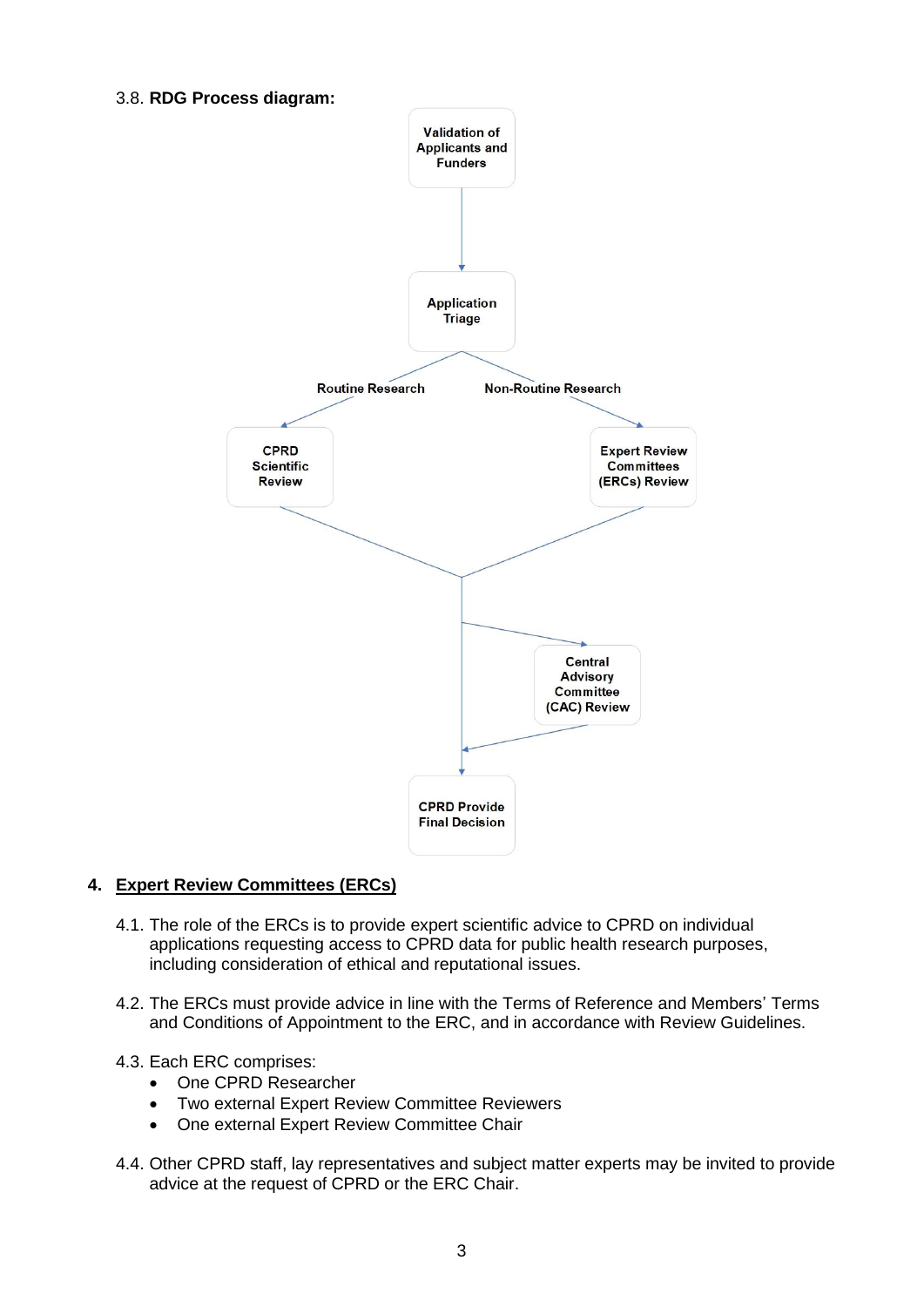3.8. **RDG Process diagram:**

Validation of Applicants and Funders

Application Triage

Routine Research

Non-Routine Research

CPRD Scientific Review

Expert Review Committees (ERCs) Review

Central Advisory Committee (CAC) Review

CPRD Provide Final Decision

## 4. Expert Review Committees (ERCs)

4.1. The role of the ERCs is to provide expert scientific advice to CPRD on individual applications requesting access to CPRD data for public health research purposes, including consideration of ethical and reputational issues.

4.2. The ERCs must provide advice in line with the Terms of Reference and Members' Terms and Conditions of Appointment to the ERC, and in accordance with Review Guidelines.

4.3. Each ERC comprises:

- One CPRD Researcher
- Two external Expert Review Committee Reviewers
- One external Expert Review Committee Chair

4.4. Other CPRD staff, lay representatives and subject matter experts may be invited to provide advice at the request of CPRD or the ERC Chair.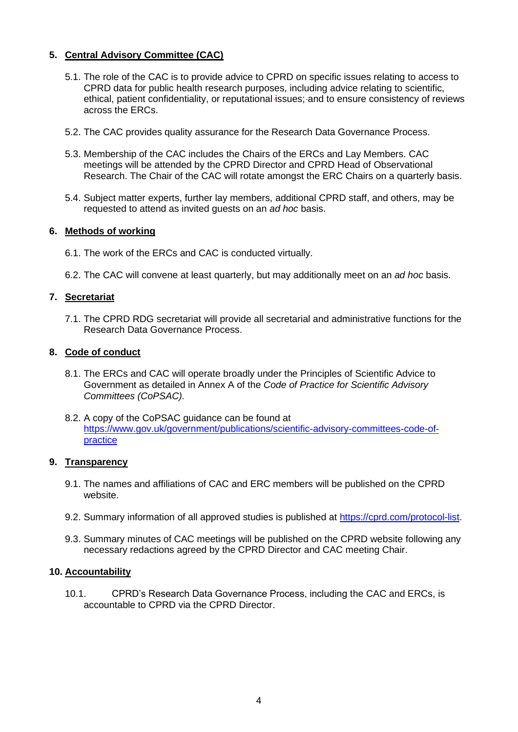## 5. Central Advisory Committee (CAC)

5.1. The role of the CAC is to provide advice to CPRD on specific issues relating to access to CPRD data for public health research purposes, including advice relating to scientific, ethical, patient confidentiality, or reputational issues; and to ensure consistency of reviews across the ERCs.

5.2. The CAC provides quality assurance for the Research Data Governance Process.

5.3. Membership of the CAC includes the Chairs of the ERCs and Lay Members. CAC meetings will be attended by the CPRD Director and CPRD Head of Observational Research. The Chair of the CAC will rotate amongst the ERC Chairs on a quarterly basis.

5.4. Subject matter experts, further lay members, additional CPRD staff, and others, may be requested to attend as invited guests on an *ad hoc* basis.

## 6. Methods of working

6.1. The work of the ERCs and CAC is conducted virtually.

6.2. The CAC will convene at least quarterly, but may additionally meet on an *ad hoc* basis.

## 7. Secretariat

7.1. The CPRD RDG secretariat will provide all secretarial and administrative functions for the Research Data Governance Process.

## 8. Code of conduct

8.1. The ERCs and CAC will operate broadly under the Principles of Scientific Advice to Government as detailed in Annex A of the *Code of Practice for Scientific Advisory Committees (CoPSAC).*

8.2. A copy of the CoPSAC guidance can be found at [https://www.gov.uk/government/publications/scientific-advisory-committees-code-of-practice](https://www.gov.uk/government/publications/scientific-advisory-committees-code-of-practice)

## 9. Transparency

9.1. The names and affiliations of CAC and ERC members will be published on the CPRD website.

9.2. Summary information of all approved studies is published at [https://cprd.com/protocol-list](https://cprd.com/protocol-list).

9.3. Summary minutes of CAC meetings will be published on the CPRD website following any necessary redactions agreed by the CPRD Director and CAC meeting Chair.

## 10. Accountability

10.1. CPRD's Research Data Governance Process, including the CAC and ERCs, is accountable to CPRD via the CPRD Director.